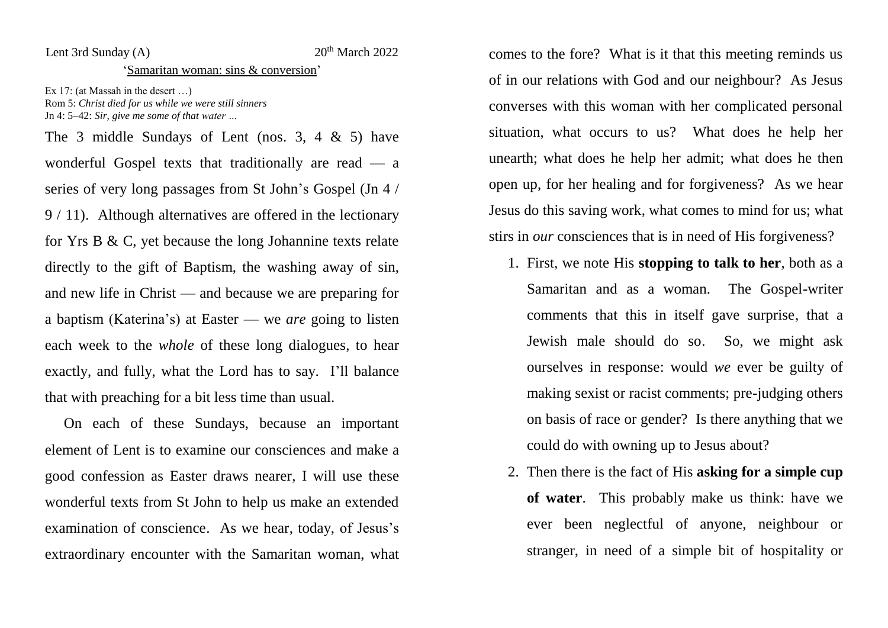Lent 3rd Sunday (A) 20th March 2022

'Samaritan woman: sins & conversion'

Ex 17: (at Massah in the desert …)
Rom 5: *Christ died for us while we were still sinners*
Jn 4: 5–42: *Sir, give me some of that water …*

The 3 middle Sundays of Lent (nos. 3, 4 & 5) have wonderful Gospel texts that traditionally are read — a series of very long passages from St John's Gospel (Jn 4 / 9 / 11). Although alternatives are offered in the lectionary for Yrs B & C, yet because the long Johannine texts relate directly to the gift of Baptism, the washing away of sin, and new life in Christ — and because we are preparing for a baptism (Katerina's) at Easter — we *are* going to listen each week to the *whole* of these long dialogues, to hear exactly, and fully, what the Lord has to say. I'll balance that with preaching for a bit less time than usual.

On each of these Sundays, because an important element of Lent is to examine our consciences and make a good confession as Easter draws nearer, I will use these wonderful texts from St John to help us make an extended examination of conscience. As we hear, today, of Jesus's extraordinary encounter with the Samaritan woman, what comes to the fore? What is it that this meeting reminds us of in our relations with God and our neighbour? As Jesus converses with this woman with her complicated personal situation, what occurs to us? What does he help her unearth; what does he help her admit; what does he then open up, for her healing and for forgiveness? As we hear Jesus do this saving work, what comes to mind for us; what stirs in *our* consciences that is in need of His forgiveness?

1. First, we note His **stopping to talk to her**, both as a Samaritan and as a woman. The Gospel-writer comments that this in itself gave surprise, that a Jewish male should do so. So, we might ask ourselves in response: would *we* ever be guilty of making sexist or racist comments; pre-judging others on basis of race or gender? Is there anything that we could do with owning up to Jesus about?
2. Then there is the fact of His **asking for a simple cup of water**. This probably make us think: have we ever been neglectful of anyone, neighbour or stranger, in need of a simple bit of hospitality or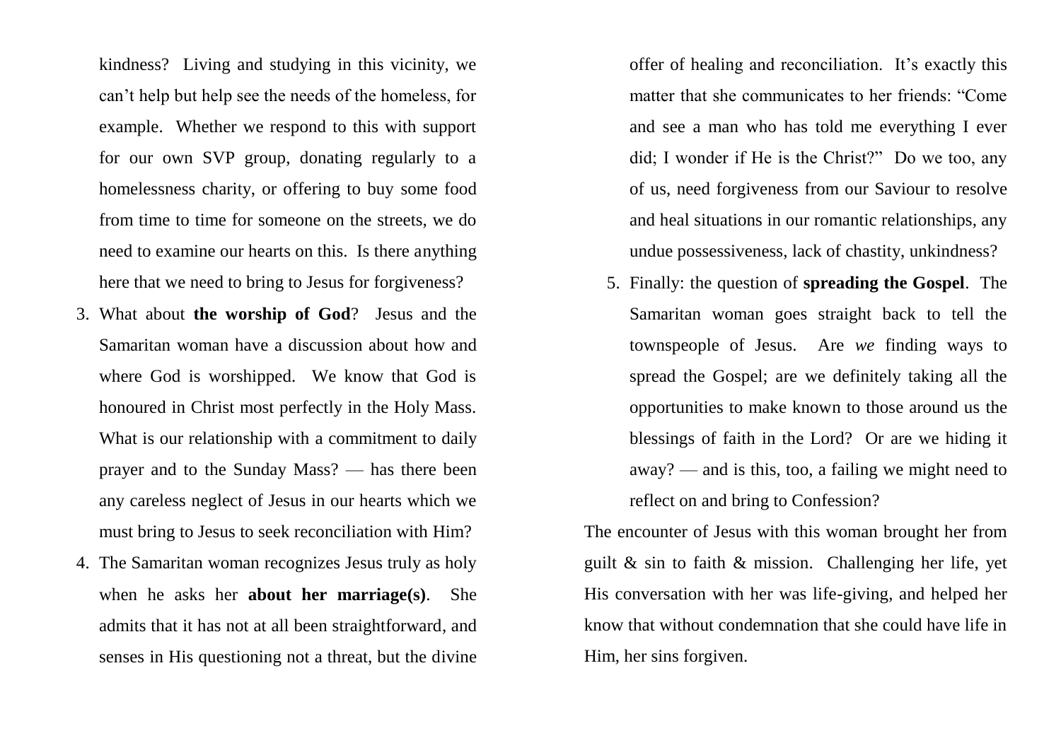kindness? Living and studying in this vicinity, we can't help but help see the needs of the homeless, for example. Whether we respond to this with support for our own SVP group, donating regularly to a homelessness charity, or offering to buy some food from time to time for someone on the streets, we do need to examine our hearts on this. Is there anything here that we need to bring to Jesus for forgiveness?

3. What about **the worship of God**? Jesus and the Samaritan woman have a discussion about how and where God is worshipped. We know that God is honoured in Christ most perfectly in the Holy Mass. What is our relationship with a commitment to daily prayer and to the Sunday Mass? — has there been any careless neglect of Jesus in our hearts which we must bring to Jesus to seek reconciliation with Him?
4. The Samaritan woman recognizes Jesus truly as holy when he asks her **about her marriage(s)**. She admits that it has not at all been straightforward, and senses in His questioning not a threat, but the divine offer of healing and reconciliation. It's exactly this matter that she communicates to her friends: "Come and see a man who has told me everything I ever did; I wonder if He is the Christ?" Do we too, any of us, need forgiveness from our Saviour to resolve and heal situations in our romantic relationships, any undue possessiveness, lack of chastity, unkindness?
5. Finally: the question of **spreading the Gospel**. The Samaritan woman goes straight back to tell the townspeople of Jesus. Are *we* finding ways to spread the Gospel; are we definitely taking all the opportunities to make known to those around us the blessings of faith in the Lord? Or are we hiding it away? — and is this, too, a failing we might need to reflect on and bring to Confession?

The encounter of Jesus with this woman brought her from guilt & sin to faith & mission. Challenging her life, yet His conversation with her was life-giving, and helped her know that without condemnation that she could have life in Him, her sins forgiven.